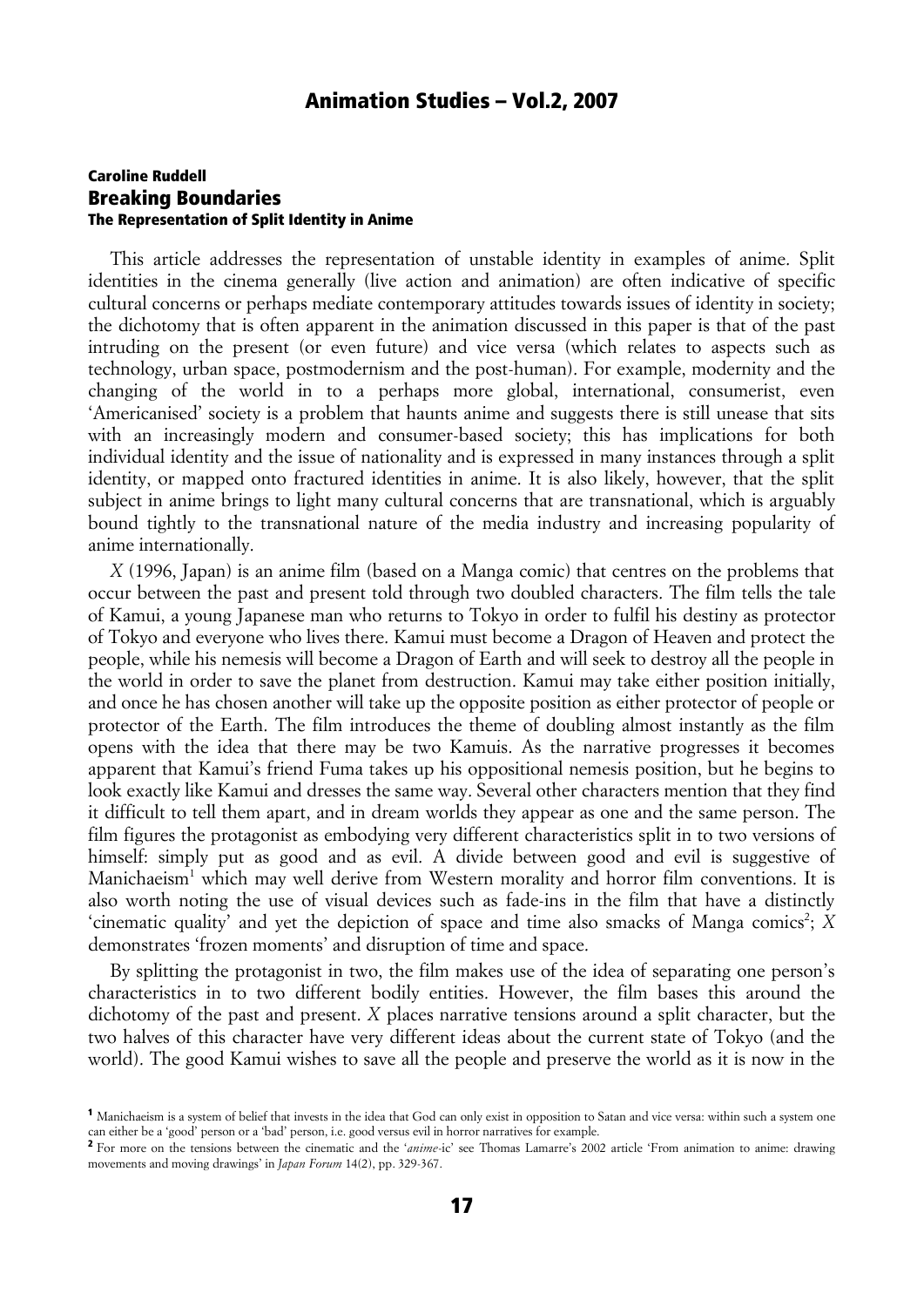## Caroline Ruddell

# Breaking Boundaries

### The Representation of Split Identity in Anime

This article addresses the representation of unstable identity in examples of anime. Split identities in the cinema generally (live action and animation) are often indicative of specific cultural concerns or perhaps mediate contemporary attitudes towards issues of identity in society; the dichotomy that is often apparent in the animation discussed in this paper is that of the past intruding on the present (or even future) and vice versa (which relates to aspects such as technology, urban space, postmodernism and the post-human). For example, modernity and the changing of the world in to a perhaps more global, international, consumerist, even 'Americanised' society is a problem that haunts anime and suggests there is still unease that sits with an increasingly modern and consumer-based society; this has implications for both individual identity and the issue of nationality and is expressed in many instances through a split identity, or mapped onto fractured identities in anime. It is also likely, however, that the split subject in anime brings to light many cultural concerns that are transnational, which is arguably bound tightly to the transnational nature of the media industry and increasing popularity of anime internationally.

*X* (1996, Japan) is an anime film (based on a Manga comic) that centres on the problems that occur between the past and present told through two doubled characters. The film tells the tale of Kamui, a young Japanese man who returns to Tokyo in order to fulfil his destiny as protector of Tokyo and everyone who lives there. Kamui must become a Dragon of Heaven and protect the people, while his nemesis will become a Dragon of Earth and will seek to destroy all the people in the world in order to save the planet from destruction. Kamui may take either position initially, and once he has chosen another will take up the opposite position as either protector of people or protector of the Earth. The film introduces the theme of doubling almost instantly as the film opens with the idea that there may be two Kamuis. As the narrative progresses it becomes apparent that Kamui's friend Fuma takes up his oppositional nemesis position, but he begins to look exactly like Kamui and dresses the same way. Several other characters mention that they find it difficult to tell them apart, and in dream worlds they appear as one and the same person. The film figures the protagonist as embodying very different characteristics split in to two versions of himself: simply put as good and as evil. A divide between good and evil is suggestive of Manichaeism[1] which may well derive from Western morality and horror film conventions. It is also worth noting the use of visual devices such as fade-ins in the film that have a distinctly 'cinematic quality' and yet the depiction of space and time also smacks of Manga comics[2]; *X* demonstrates 'frozen moments' and disruption of time and space.

By splitting the protagonist in two, the film makes use of the idea of separating one person's characteristics in to two different bodily entities. However, the film bases this around the dichotomy of the past and present. *X* places narrative tensions around a split character, but the two halves of this character have very different ideas about the current state of Tokyo (and the world). The good Kamui wishes to save all the people and preserve the world as it is now in the

---

[1] Manichaeism is a system of belief that invests in the idea that God can only exist in opposition to Satan and vice versa: within such a system one can either be a 'good' person or a 'bad' person, i.e. good versus evil in horror narratives for example.

[2] For more on the tensions between the cinematic and the '*anime*-ic' see Thomas Lamarre's 2002 article 'From animation to anime: drawing movements and moving drawings' in *Japan Forum* 14(2), pp. 329-367.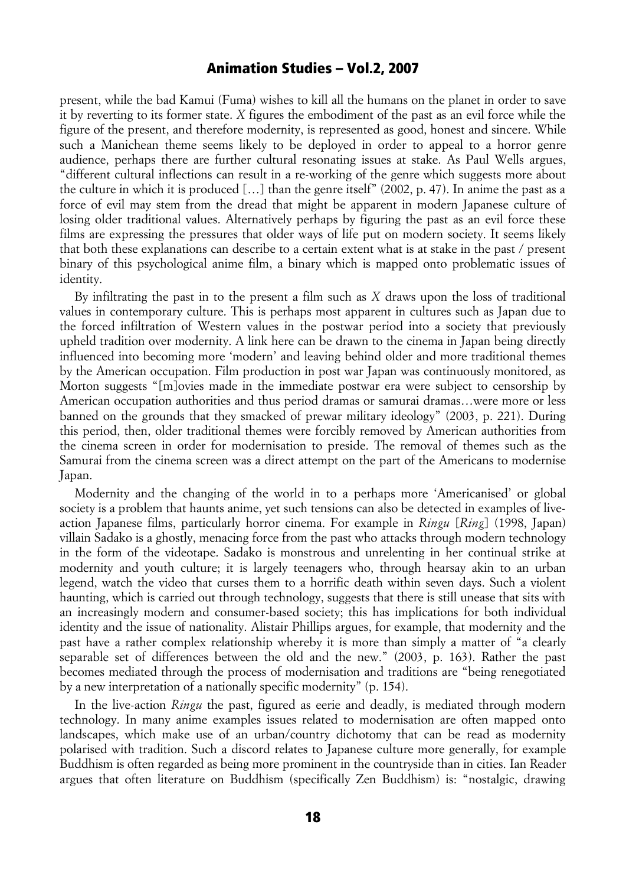present, while the bad Kamui (Fuma) wishes to kill all the humans on the planet in order to save it by reverting to its former state. *X* figures the embodiment of the past as an evil force while the figure of the present, and therefore modernity, is represented as good, honest and sincere. While such a Manichean theme seems likely to be deployed in order to appeal to a horror genre audience, perhaps there are further cultural resonating issues at stake. As Paul Wells argues, "different cultural inflections can result in a re-working of the genre which suggests more about the culture in which it is produced […] than the genre itself" (2002, p. 47). In anime the past as a force of evil may stem from the dread that might be apparent in modern Japanese culture of losing older traditional values. Alternatively perhaps by figuring the past as an evil force these films are expressing the pressures that older ways of life put on modern society. It seems likely that both these explanations can describe to a certain extent what is at stake in the past / present binary of this psychological anime film, a binary which is mapped onto problematic issues of identity.

By infiltrating the past in to the present a film such as *X* draws upon the loss of traditional values in contemporary culture. This is perhaps most apparent in cultures such as Japan due to the forced infiltration of Western values in the postwar period into a society that previously upheld tradition over modernity. A link here can be drawn to the cinema in Japan being directly influenced into becoming more 'modern' and leaving behind older and more traditional themes by the American occupation. Film production in post war Japan was continuously monitored, as Morton suggests "[m]ovies made in the immediate postwar era were subject to censorship by American occupation authorities and thus period dramas or samurai dramas…were more or less banned on the grounds that they smacked of prewar military ideology" (2003, p. 221). During this period, then, older traditional themes were forcibly removed by American authorities from the cinema screen in order for modernisation to preside. The removal of themes such as the Samurai from the cinema screen was a direct attempt on the part of the Americans to modernise Japan.

Modernity and the changing of the world in to a perhaps more 'Americanised' or global society is a problem that haunts anime, yet such tensions can also be detected in examples of live-action Japanese films, particularly horror cinema. For example in *Ringu* [*Ring*] (1998, Japan) villain Sadako is a ghostly, menacing force from the past who attacks through modern technology in the form of the videotape. Sadako is monstrous and unrelenting in her continual strike at modernity and youth culture; it is largely teenagers who, through hearsay akin to an urban legend, watch the video that curses them to a horrific death within seven days. Such a violent haunting, which is carried out through technology, suggests that there is still unease that sits with an increasingly modern and consumer-based society; this has implications for both individual identity and the issue of nationality. Alistair Phillips argues, for example, that modernity and the past have a rather complex relationship whereby it is more than simply a matter of "a clearly separable set of differences between the old and the new." (2003, p. 163). Rather the past becomes mediated through the process of modernisation and traditions are "being renegotiated by a new interpretation of a nationally specific modernity" (p. 154).

In the live-action *Ringu* the past, figured as eerie and deadly, is mediated through modern technology. In many anime examples issues related to modernisation are often mapped onto landscapes, which make use of an urban/country dichotomy that can be read as modernity polarised with tradition. Such a discord relates to Japanese culture more generally, for example Buddhism is often regarded as being more prominent in the countryside than in cities. Ian Reader argues that often literature on Buddhism (specifically Zen Buddhism) is: "nostalgic, drawing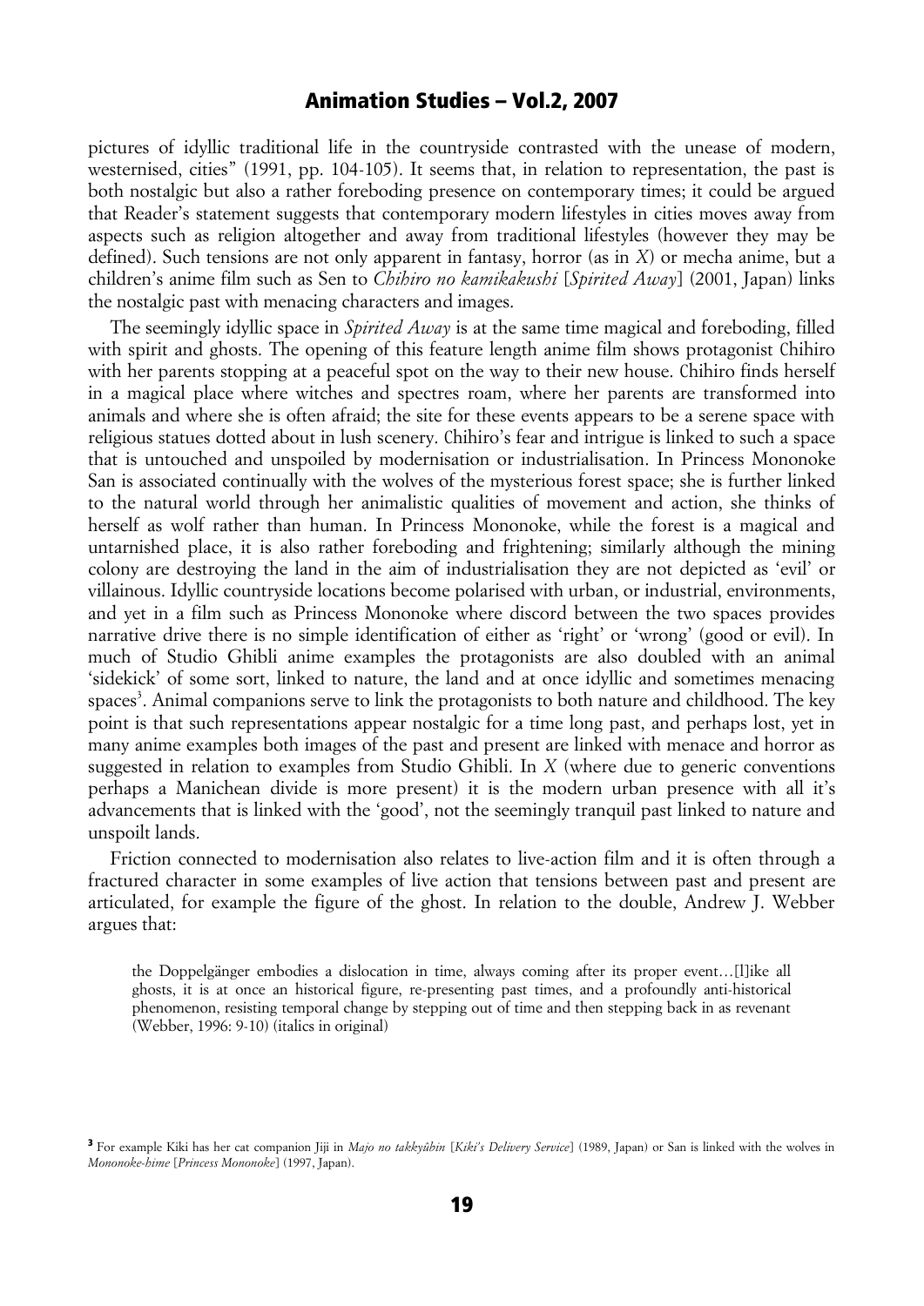pictures of idyllic traditional life in the countryside contrasted with the unease of modern, westernised, cities" (1991, pp. 104-105). It seems that, in relation to representation, the past is both nostalgic but also a rather foreboding presence on contemporary times; it could be argued that Reader's statement suggests that contemporary modern lifestyles in cities moves away from aspects such as religion altogether and away from traditional lifestyles (however they may be defined). Such tensions are not only apparent in fantasy, horror (as in *X*) or mecha anime, but a children's anime film such as Sen to *Chihiro no kamikakushi* [*Spirited Away*] (2001, Japan) links the nostalgic past with menacing characters and images.

The seemingly idyllic space in *Spirited Away* is at the same time magical and foreboding, filled with spirit and ghosts. The opening of this feature length anime film shows protagonist Chihiro with her parents stopping at a peaceful spot on the way to their new house. Chihiro finds herself in a magical place where witches and spectres roam, where her parents are transformed into animals and where she is often afraid; the site for these events appears to be a serene space with religious statues dotted about in lush scenery. Chihiro's fear and intrigue is linked to such a space that is untouched and unspoiled by modernisation or industrialisation. In Princess Mononoke San is associated continually with the wolves of the mysterious forest space; she is further linked to the natural world through her animalistic qualities of movement and action, she thinks of herself as wolf rather than human. In Princess Mononoke, while the forest is a magical and untarnished place, it is also rather foreboding and frightening; similarly although the mining colony are destroying the land in the aim of industrialisation they are not depicted as 'evil' or villainous. Idyllic countryside locations become polarised with urban, or industrial, environments, and yet in a film such as Princess Mononoke where discord between the two spaces provides narrative drive there is no simple identification of either as 'right' or 'wrong' (good or evil). In much of Studio Ghibli anime examples the protagonists are also doubled with an animal 'sidekick' of some sort, linked to nature, the land and at once idyllic and sometimes menacing spaces[3]. Animal companions serve to link the protagonists to both nature and childhood. The key point is that such representations appear nostalgic for a time long past, and perhaps lost, yet in many anime examples both images of the past and present are linked with menace and horror as suggested in relation to examples from Studio Ghibli. In *X* (where due to generic conventions perhaps a Manichean divide is more present) it is the modern urban presence with all it's advancements that is linked with the 'good', not the seemingly tranquil past linked to nature and unspoilt lands.

Friction connected to modernisation also relates to live-action film and it is often through a fractured character in some examples of live action that tensions between past and present are articulated, for example the figure of the ghost. In relation to the double, Andrew J. Webber argues that:

> the Doppelgänger embodies a dislocation in time, always coming after its proper event…[l]ike all ghosts, it is at once an historical figure, re-presenting past times, and a profoundly anti-historical phenomenon, resisting temporal change by stepping out of time and then stepping back in as revenant (Webber, 1996: 9-10) (italics in original)

[3] For example Kiki has her cat companion Jiji in *Majo no takkyûbin* [*Kiki's Delivery Service*] (1989, Japan) or San is linked with the wolves in *Mononoke-hime* [*Princess Mononoke*] (1997, Japan).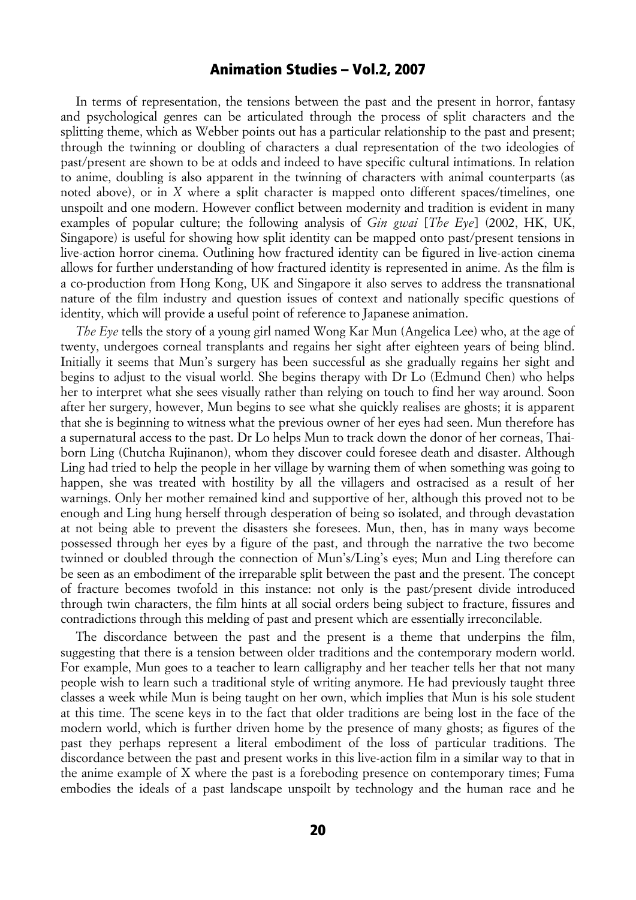In terms of representation, the tensions between the past and the present in horror, fantasy and psychological genres can be articulated through the process of split characters and the splitting theme, which as Webber points out has a particular relationship to the past and present; through the twinning or doubling of characters a dual representation of the two ideologies of past/present are shown to be at odds and indeed to have specific cultural intimations. In relation to anime, doubling is also apparent in the twinning of characters with animal counterparts (as noted above), or in *X* where a split character is mapped onto different spaces/timelines, one unspoilt and one modern. However conflict between modernity and tradition is evident in many examples of popular culture; the following analysis of *Gin gwai* [*The Eye*] (2002, HK, UK, Singapore) is useful for showing how split identity can be mapped onto past/present tensions in live-action horror cinema. Outlining how fractured identity can be figured in live-action cinema allows for further understanding of how fractured identity is represented in anime. As the film is a co-production from Hong Kong, UK and Singapore it also serves to address the transnational nature of the film industry and question issues of context and nationally specific questions of identity, which will provide a useful point of reference to Japanese animation.

*The Eye* tells the story of a young girl named Wong Kar Mun (Angelica Lee) who, at the age of twenty, undergoes corneal transplants and regains her sight after eighteen years of being blind. Initially it seems that Mun's surgery has been successful as she gradually regains her sight and begins to adjust to the visual world. She begins therapy with Dr Lo (Edmund Chen) who helps her to interpret what she sees visually rather than relying on touch to find her way around. Soon after her surgery, however, Mun begins to see what she quickly realises are ghosts; it is apparent that she is beginning to witness what the previous owner of her eyes had seen. Mun therefore has a supernatural access to the past. Dr Lo helps Mun to track down the donor of her corneas, Thai-born Ling (Chutcha Rujinanon), whom they discover could foresee death and disaster. Although Ling had tried to help the people in her village by warning them of when something was going to happen, she was treated with hostility by all the villagers and ostracised as a result of her warnings. Only her mother remained kind and supportive of her, although this proved not to be enough and Ling hung herself through desperation of being so isolated, and through devastation at not being able to prevent the disasters she foresees. Mun, then, has in many ways become possessed through her eyes by a figure of the past, and through the narrative the two become twinned or doubled through the connection of Mun's/Ling's eyes; Mun and Ling therefore can be seen as an embodiment of the irreparable split between the past and the present. The concept of fracture becomes twofold in this instance: not only is the past/present divide introduced through twin characters, the film hints at all social orders being subject to fracture, fissures and contradictions through this melding of past and present which are essentially irreconcilable.

The discordance between the past and the present is a theme that underpins the film, suggesting that there is a tension between older traditions and the contemporary modern world. For example, Mun goes to a teacher to learn calligraphy and her teacher tells her that not many people wish to learn such a traditional style of writing anymore. He had previously taught three classes a week while Mun is being taught on her own, which implies that Mun is his sole student at this time. The scene keys in to the fact that older traditions are being lost in the face of the modern world, which is further driven home by the presence of many ghosts; as figures of the past they perhaps represent a literal embodiment of the loss of particular traditions. The discordance between the past and present works in this live-action film in a similar way to that in the anime example of X where the past is a foreboding presence on contemporary times; Fuma embodies the ideals of a past landscape unspoilt by technology and the human race and he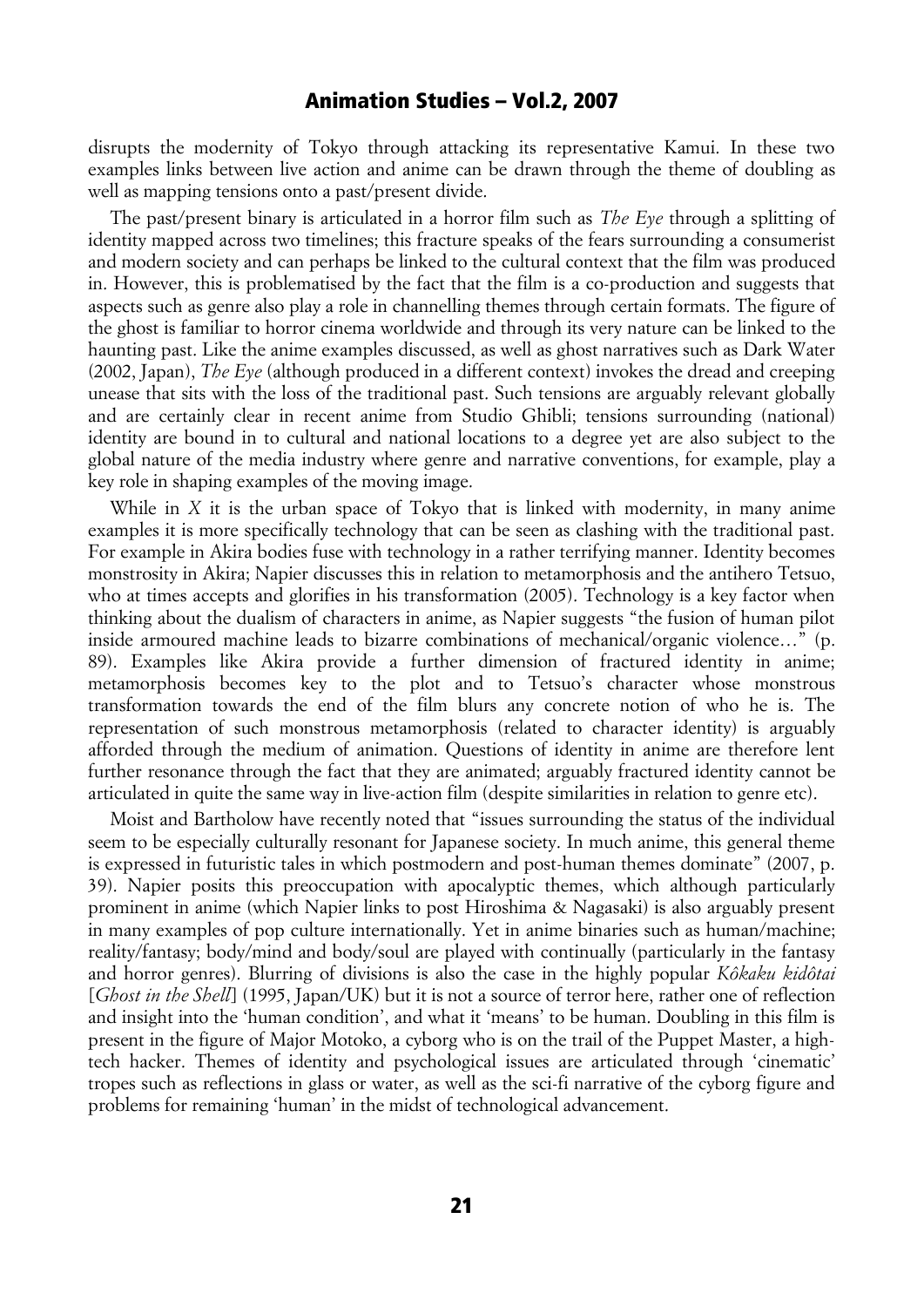disrupts the modernity of Tokyo through attacking its representative Kamui. In these two examples links between live action and anime can be drawn through the theme of doubling as well as mapping tensions onto a past/present divide.

The past/present binary is articulated in a horror film such as *The Eye* through a splitting of identity mapped across two timelines; this fracture speaks of the fears surrounding a consumerist and modern society and can perhaps be linked to the cultural context that the film was produced in. However, this is problematised by the fact that the film is a co-production and suggests that aspects such as genre also play a role in channelling themes through certain formats. The figure of the ghost is familiar to horror cinema worldwide and through its very nature can be linked to the haunting past. Like the anime examples discussed, as well as ghost narratives such as Dark Water (2002, Japan), *The Eye* (although produced in a different context) invokes the dread and creeping unease that sits with the loss of the traditional past. Such tensions are arguably relevant globally and are certainly clear in recent anime from Studio Ghibli; tensions surrounding (national) identity are bound in to cultural and national locations to a degree yet are also subject to the global nature of the media industry where genre and narrative conventions, for example, play a key role in shaping examples of the moving image.

While in *X* it is the urban space of Tokyo that is linked with modernity, in many anime examples it is more specifically technology that can be seen as clashing with the traditional past. For example in Akira bodies fuse with technology in a rather terrifying manner. Identity becomes monstrosity in Akira; Napier discusses this in relation to metamorphosis and the antihero Tetsuo, who at times accepts and glorifies in his transformation (2005). Technology is a key factor when thinking about the dualism of characters in anime, as Napier suggests "the fusion of human pilot inside armoured machine leads to bizarre combinations of mechanical/organic violence…" (p. 89). Examples like Akira provide a further dimension of fractured identity in anime; metamorphosis becomes key to the plot and to Tetsuo's character whose monstrous transformation towards the end of the film blurs any concrete notion of who he is. The representation of such monstrous metamorphosis (related to character identity) is arguably afforded through the medium of animation. Questions of identity in anime are therefore lent further resonance through the fact that they are animated; arguably fractured identity cannot be articulated in quite the same way in live-action film (despite similarities in relation to genre etc).

Moist and Bartholow have recently noted that "issues surrounding the status of the individual seem to be especially culturally resonant for Japanese society. In much anime, this general theme is expressed in futuristic tales in which postmodern and post-human themes dominate" (2007, p. 39). Napier posits this preoccupation with apocalyptic themes, which although particularly prominent in anime (which Napier links to post Hiroshima & Nagasaki) is also arguably present in many examples of pop culture internationally. Yet in anime binaries such as human/machine; reality/fantasy; body/mind and body/soul are played with continually (particularly in the fantasy and horror genres). Blurring of divisions is also the case in the highly popular *Kôkaku kidôtai* [*Ghost in the Shell*] (1995, Japan/UK) but it is not a source of terror here, rather one of reflection and insight into the 'human condition', and what it 'means' to be human. Doubling in this film is present in the figure of Major Motoko, a cyborg who is on the trail of the Puppet Master, a high-tech hacker. Themes of identity and psychological issues are articulated through 'cinematic' tropes such as reflections in glass or water, as well as the sci-fi narrative of the cyborg figure and problems for remaining 'human' in the midst of technological advancement.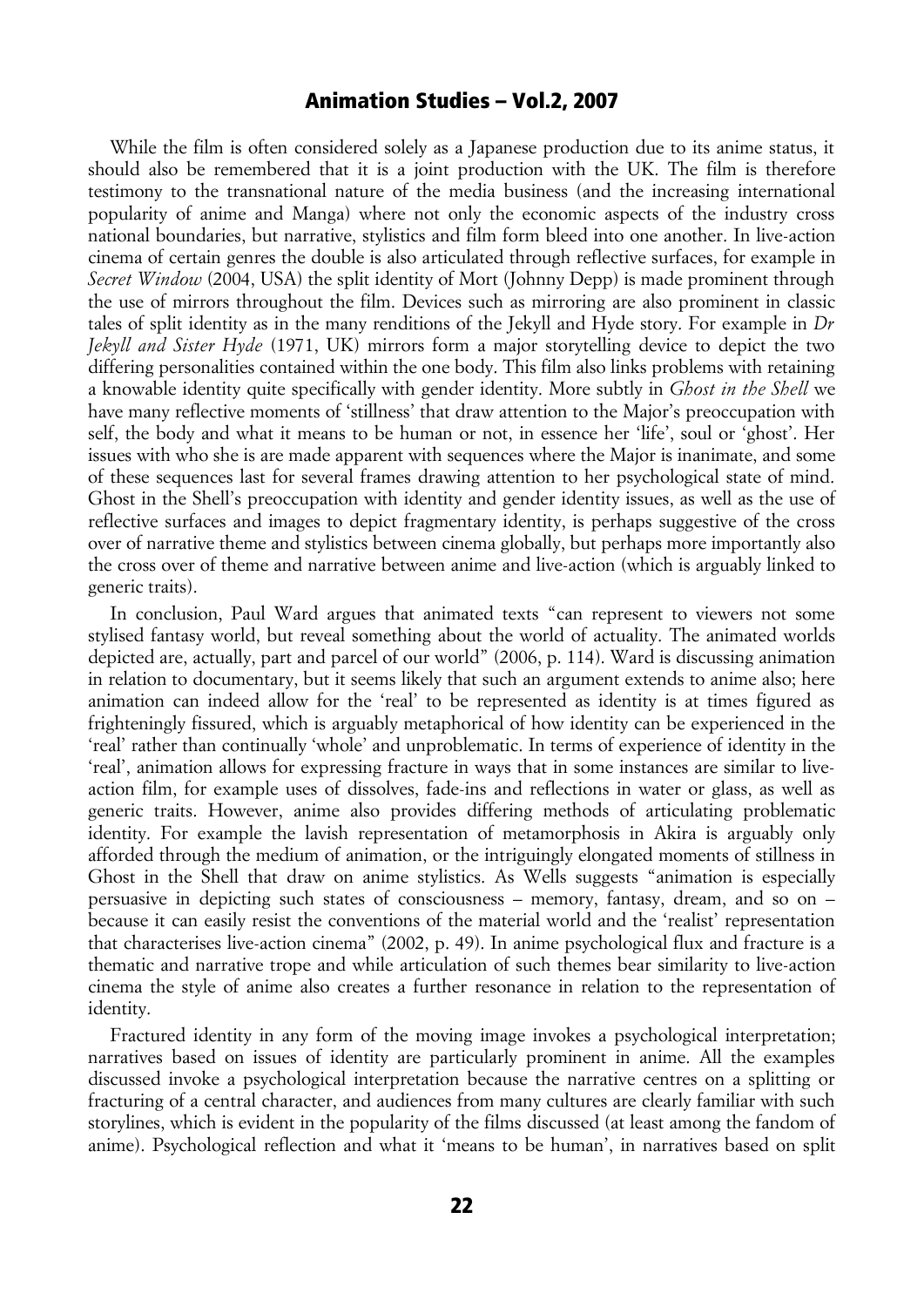While the film is often considered solely as a Japanese production due to its anime status, it should also be remembered that it is a joint production with the UK. The film is therefore testimony to the transnational nature of the media business (and the increasing international popularity of anime and Manga) where not only the economic aspects of the industry cross national boundaries, but narrative, stylistics and film form bleed into one another. In live-action cinema of certain genres the double is also articulated through reflective surfaces, for example in *Secret Window* (2004, USA) the split identity of Mort (Johnny Depp) is made prominent through the use of mirrors throughout the film. Devices such as mirroring are also prominent in classic tales of split identity as in the many renditions of the Jekyll and Hyde story. For example in *Dr Jekyll and Sister Hyde* (1971, UK) mirrors form a major storytelling device to depict the two differing personalities contained within the one body. This film also links problems with retaining a knowable identity quite specifically with gender identity. More subtly in *Ghost in the Shell* we have many reflective moments of 'stillness' that draw attention to the Major's preoccupation with self, the body and what it means to be human or not, in essence her 'life', soul or 'ghost'. Her issues with who she is are made apparent with sequences where the Major is inanimate, and some of these sequences last for several frames drawing attention to her psychological state of mind. Ghost in the Shell's preoccupation with identity and gender identity issues, as well as the use of reflective surfaces and images to depict fragmentary identity, is perhaps suggestive of the cross over of narrative theme and stylistics between cinema globally, but perhaps more importantly also the cross over of theme and narrative between anime and live-action (which is arguably linked to generic traits).

In conclusion, Paul Ward argues that animated texts "can represent to viewers not some stylised fantasy world, but reveal something about the world of actuality. The animated worlds depicted are, actually, part and parcel of our world" (2006, p. 114). Ward is discussing animation in relation to documentary, but it seems likely that such an argument extends to anime also; here animation can indeed allow for the 'real' to be represented as identity is at times figured as frighteningly fissured, which is arguably metaphorical of how identity can be experienced in the 'real' rather than continually 'whole' and unproblematic. In terms of experience of identity in the 'real', animation allows for expressing fracture in ways that in some instances are similar to live-action film, for example uses of dissolves, fade-ins and reflections in water or glass, as well as generic traits. However, anime also provides differing methods of articulating problematic identity. For example the lavish representation of metamorphosis in Akira is arguably only afforded through the medium of animation, or the intriguingly elongated moments of stillness in Ghost in the Shell that draw on anime stylistics. As Wells suggests "animation is especially persuasive in depicting such states of consciousness – memory, fantasy, dream, and so on – because it can easily resist the conventions of the material world and the 'realist' representation that characterises live-action cinema" (2002, p. 49). In anime psychological flux and fracture is a thematic and narrative trope and while articulation of such themes bear similarity to live-action cinema the style of anime also creates a further resonance in relation to the representation of identity.

Fractured identity in any form of the moving image invokes a psychological interpretation; narratives based on issues of identity are particularly prominent in anime. All the examples discussed invoke a psychological interpretation because the narrative centres on a splitting or fracturing of a central character, and audiences from many cultures are clearly familiar with such storylines, which is evident in the popularity of the films discussed (at least among the fandom of anime). Psychological reflection and what it 'means to be human', in narratives based on split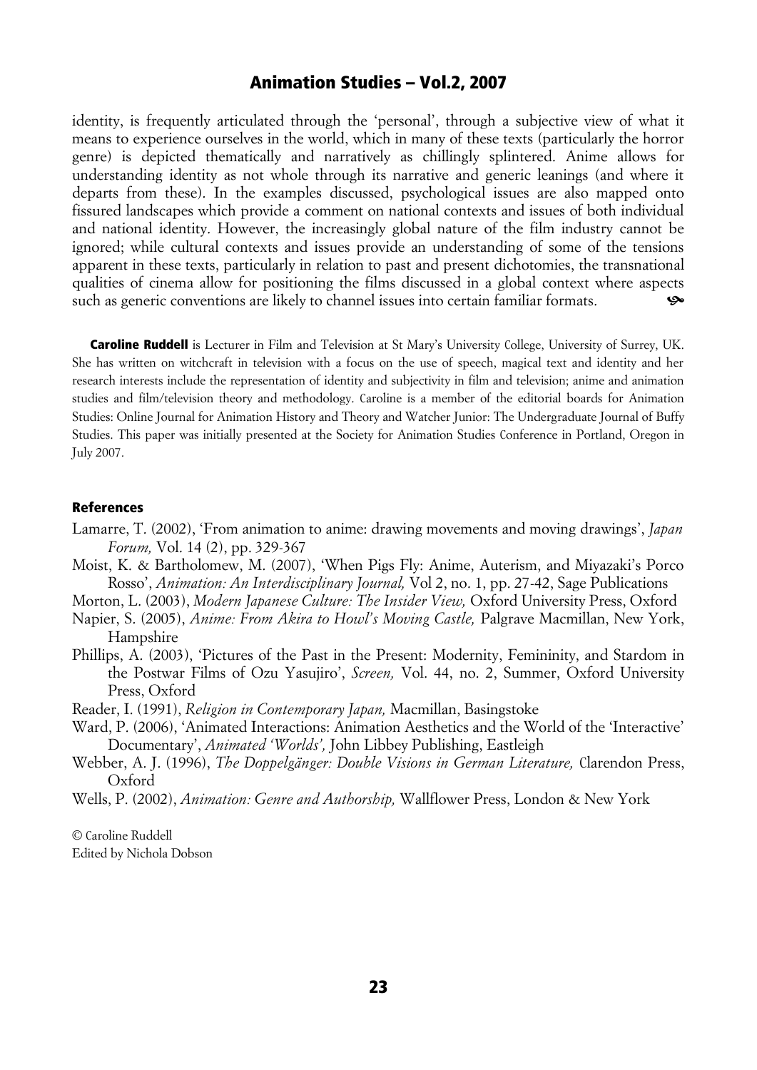identity, is frequently articulated through the 'personal', through a subjective view of what it means to experience ourselves in the world, which in many of these texts (particularly the horror genre) is depicted thematically and narratively as chillingly splintered. Anime allows for understanding identity as not whole through its narrative and generic leanings (and where it departs from these). In the examples discussed, psychological issues are also mapped onto fissured landscapes which provide a comment on national contexts and issues of both individual and national identity. However, the increasingly global nature of the film industry cannot be ignored; while cultural contexts and issues provide an understanding of some of the tensions apparent in these texts, particularly in relation to past and present dichotomies, the transnational qualities of cinema allow for positioning the films discussed in a global context where aspects such as generic conventions are likely to channel issues into certain familiar formats.

**Caroline Ruddell** is Lecturer in Film and Television at St Mary's University College, University of Surrey, UK. She has written on witchcraft in television with a focus on the use of speech, magical text and identity and her research interests include the representation of identity and subjectivity in film and television; anime and animation studies and film/television theory and methodology. Caroline is a member of the editorial boards for Animation Studies: Online Journal for Animation History and Theory and Watcher Junior: The Undergraduate Journal of Buffy Studies. This paper was initially presented at the Society for Animation Studies Conference in Portland, Oregon in July 2007.

#### References

Lamarre, T. (2002), 'From animation to anime: drawing movements and moving drawings', *Japan Forum,* Vol. 14 (2), pp. 329-367

Moist, K. & Bartholomew, M. (2007), 'When Pigs Fly: Anime, Auterism, and Miyazaki's Porco Rosso', *Animation: An Interdisciplinary Journal,* Vol 2, no. 1, pp. 27-42, Sage Publications

Morton, L. (2003), *Modern Japanese Culture: The Insider View,* Oxford University Press, Oxford

Napier, S. (2005), *Anime: From Akira to Howl's Moving Castle,* Palgrave Macmillan, New York, Hampshire

Phillips, A. (2003), 'Pictures of the Past in the Present: Modernity, Femininity, and Stardom in the Postwar Films of Ozu Yasujiro', *Screen,* Vol. 44, no. 2, Summer, Oxford University Press, Oxford

Reader, I. (1991), *Religion in Contemporary Japan,* Macmillan, Basingstoke

Ward, P. (2006), 'Animated Interactions: Animation Aesthetics and the World of the 'Interactive' Documentary', *Animated 'Worlds',* John Libbey Publishing, Eastleigh

Webber, A. J. (1996), *The Doppelgänger: Double Visions in German Literature,* Clarendon Press, Oxford

Wells, P. (2002), *Animation: Genre and Authorship,* Wallflower Press, London & New York

© Caroline Ruddell
Edited by Nichola Dobson